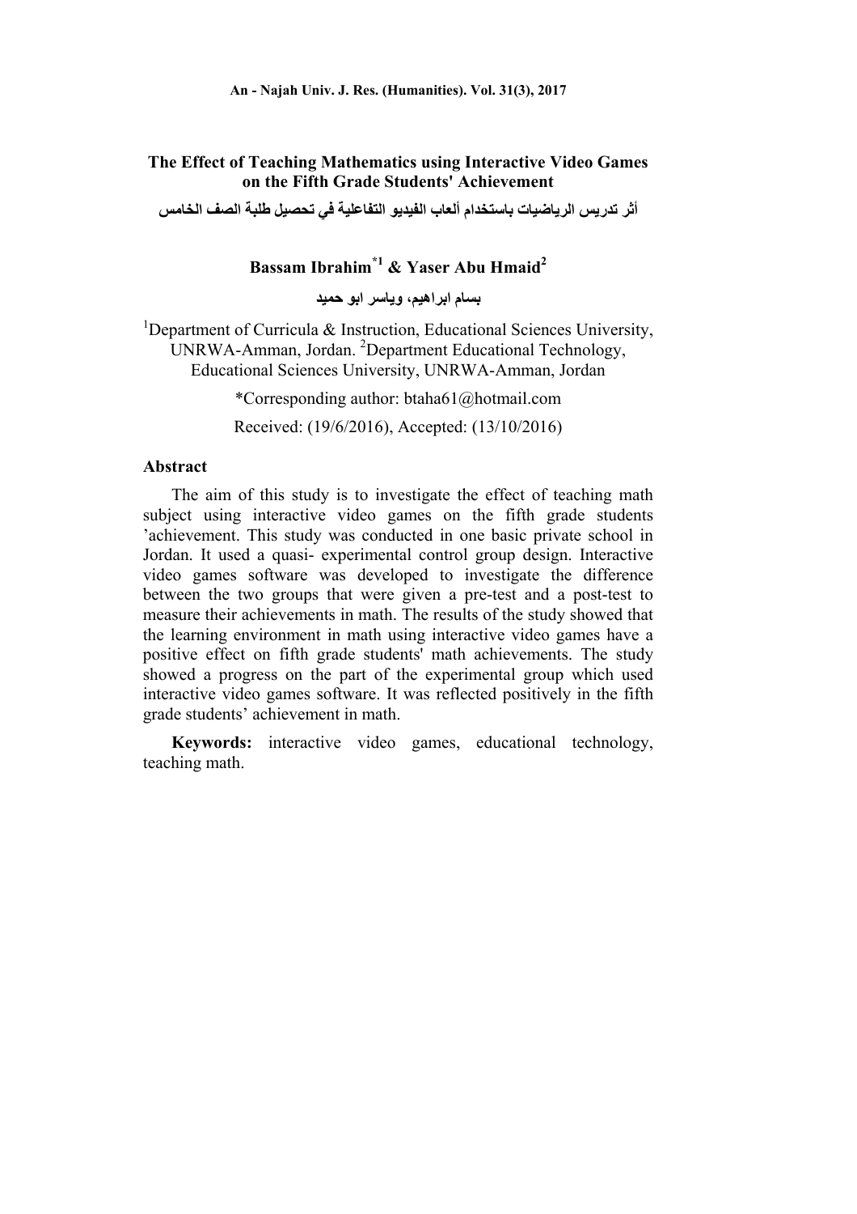# The Effect of Teaching Mathematics using Interactive Video Games on the Fifth Grade Students' Achievement

# أثر تدريس الرياضيات باستخدام ألعاب الفيديو التفاعلية في تحصيل طلبة الصف الخامس

**Bassam Ibrahim[*1] & Yaser Abu Hmaid[2]**

**بسام ابراهيم، وياسر ابو حميد**

[1]Department of Curricula & Instruction, Educational Sciences University, UNRWA-Amman, Jordan. [2]Department Educational Technology, Educational Sciences University, UNRWA-Amman, Jordan

*Corresponding author: btaha61@hotmail.com

Received: (19/6/2016), Accepted: (13/10/2016)

## Abstract

The aim of this study is to investigate the effect of teaching math subject using interactive video games on the fifth grade students 'achievement. This study was conducted in one basic private school in Jordan. It used a quasi- experimental control group design. Interactive video games software was developed to investigate the difference between the two groups that were given a pre-test and a post-test to measure their achievements in math. The results of the study showed that the learning environment in math using interactive video games have a positive effect on fifth grade students' math achievements. The study showed a progress on the part of the experimental group which used interactive video games software. It was reflected positively in the fifth grade students' achievement in math.

**Keywords:** interactive video games, educational technology, teaching math.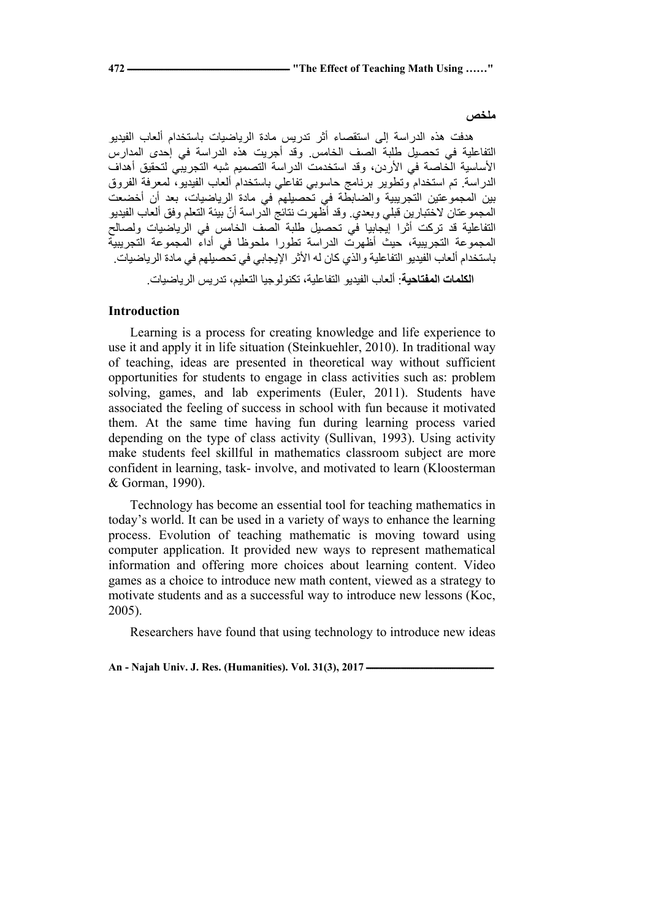## ملخص

هدفت هذه الدراسة إلى استقصاء أثر تدريس مادة الرياضيات باستخدام ألعاب الفيديو التفاعلية في تحصيل طلبة الصف الخامس. وقد أجريت هذه الدراسة في إحدى المدارس الأساسية الخاصة في الأردن، وقد استخدمت الدراسة التصميم شبه التجريبي لتحقيق أهداف الدراسة. تم استخدام وتطوير برنامج حاسوبي تفاعلي باستخدام ألعاب الفيديو، لمعرفة الفروق بين المجموعتين التجريبية والضابطة في تحصيلهم في مادة الرياضيات، بعد أن أخضعت المجموعتان لاختبارين قبلي وبعدي. وقد أظهرت نتائج الدراسة أنّ بيئة التعلم وفق ألعاب الفيديو التفاعلية قد تركت أثرا إيجابيا في تحصيل طلبة الصف الخامس في الرياضيات ولصالح المجموعة التجريبية، حيث أظهرت الدراسة تطورا ملحوظا في أداء المجموعة التجريبية باستخدام ألعاب الفيديو التفاعلية والذي كان له الأثر الإيجابي في تحصيلهم في مادة الرياضيات.

**الكلمات المفتاحية**: ألعاب الفيديو التفاعلية، تكنولوجيا التعليم، تدريس الرياضيات.

## Introduction

Learning is a process for creating knowledge and life experience to use it and apply it in life situation (Steinkuehler, 2010). In traditional way of teaching, ideas are presented in theoretical way without sufficient opportunities for students to engage in class activities such as: problem solving, games, and lab experiments (Euler, 2011). Students have associated the feeling of success in school with fun because it motivated them. At the same time having fun during learning process varied depending on the type of class activity (Sullivan, 1993). Using activity make students feel skillful in mathematics classroom subject are more confident in learning, task- involve, and motivated to learn (Kloosterman & Gorman, 1990).

Technology has become an essential tool for teaching mathematics in today's world. It can be used in a variety of ways to enhance the learning process. Evolution of teaching mathematic is moving toward using computer application. It provided new ways to represent mathematical information and offering more choices about learning content. Video games as a choice to introduce new math content, viewed as a strategy to motivate students and as a successful way to introduce new lessons (Koc, 2005).

Researchers have found that using technology to introduce new ideas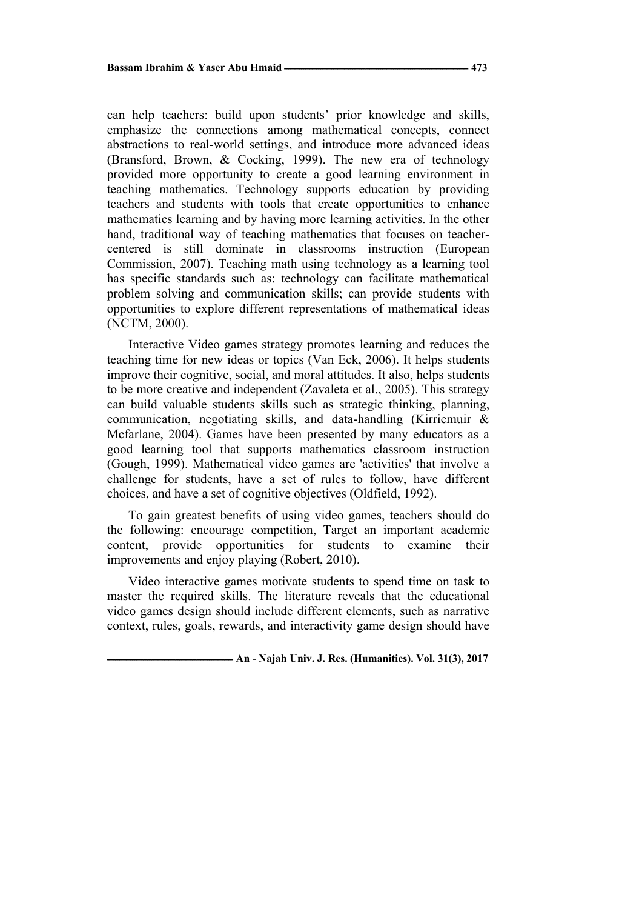can help teachers: build upon students' prior knowledge and skills, emphasize the connections among mathematical concepts, connect abstractions to real-world settings, and introduce more advanced ideas (Bransford, Brown, & Cocking, 1999). The new era of technology provided more opportunity to create a good learning environment in teaching mathematics. Technology supports education by providing teachers and students with tools that create opportunities to enhance mathematics learning and by having more learning activities. In the other hand, traditional way of teaching mathematics that focuses on teacher-centered is still dominate in classrooms instruction (European Commission, 2007). Teaching math using technology as a learning tool has specific standards such as: technology can facilitate mathematical problem solving and communication skills; can provide students with opportunities to explore different representations of mathematical ideas (NCTM, 2000).

Interactive Video games strategy promotes learning and reduces the teaching time for new ideas or topics (Van Eck, 2006). It helps students improve their cognitive, social, and moral attitudes. It also, helps students to be more creative and independent (Zavaleta et al., 2005). This strategy can build valuable students skills such as strategic thinking, planning, communication, negotiating skills, and data-handling (Kirriemuir & Mcfarlane, 2004). Games have been presented by many educators as a good learning tool that supports mathematics classroom instruction (Gough, 1999). Mathematical video games are 'activities' that involve a challenge for students, have a set of rules to follow, have different choices, and have a set of cognitive objectives (Oldfield, 1992).

To gain greatest benefits of using video games, teachers should do the following: encourage competition, Target an important academic content, provide opportunities for students to examine their improvements and enjoy playing (Robert, 2010).

Video interactive games motivate students to spend time on task to master the required skills. The literature reveals that the educational video games design should include different elements, such as narrative context, rules, goals, rewards, and interactivity game design should have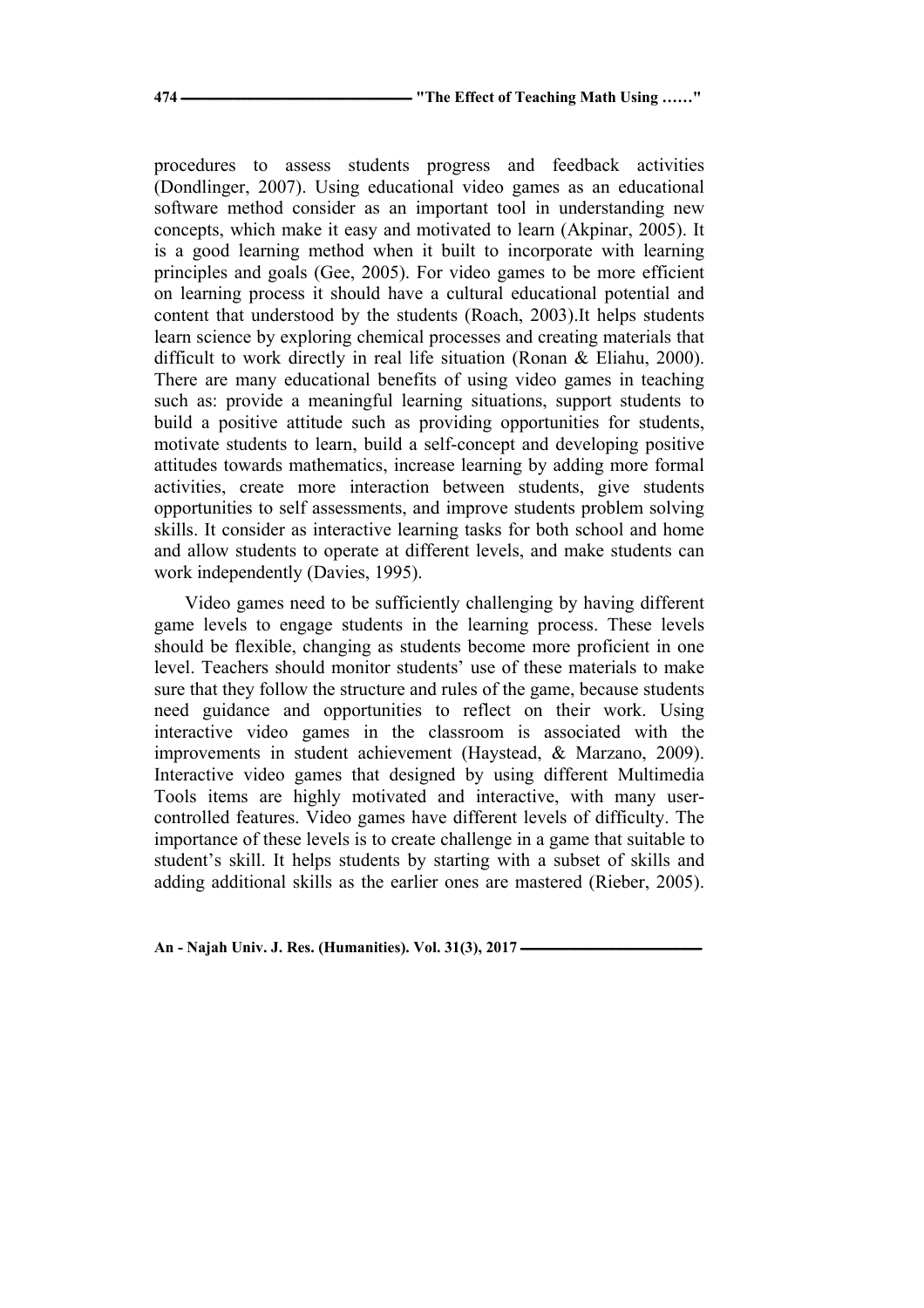procedures to assess students progress and feedback activities (Dondlinger, 2007). Using educational video games as an educational software method consider as an important tool in understanding new concepts, which make it easy and motivated to learn (Akpinar, 2005). It is a good learning method when it built to incorporate with learning principles and goals (Gee, 2005). For video games to be more efficient on learning process it should have a cultural educational potential and content that understood by the students (Roach, 2003).It helps students learn science by exploring chemical processes and creating materials that difficult to work directly in real life situation (Ronan & Eliahu, 2000). There are many educational benefits of using video games in teaching such as: provide a meaningful learning situations, support students to build a positive attitude such as providing opportunities for students, motivate students to learn, build a self-concept and developing positive attitudes towards mathematics, increase learning by adding more formal activities, create more interaction between students, give students opportunities to self assessments, and improve students problem solving skills. It consider as interactive learning tasks for both school and home and allow students to operate at different levels, and make students can work independently (Davies, 1995).

Video games need to be sufficiently challenging by having different game levels to engage students in the learning process. These levels should be flexible, changing as students become more proficient in one level. Teachers should monitor students' use of these materials to make sure that they follow the structure and rules of the game, because students need guidance and opportunities to reflect on their work. Using interactive video games in the classroom is associated with the improvements in student achievement (Haystead, & Marzano, 2009). Interactive video games that designed by using different Multimedia Tools items are highly motivated and interactive, with many user-controlled features. Video games have different levels of difficulty. The importance of these levels is to create challenge in a game that suitable to student's skill. It helps students by starting with a subset of skills and adding additional skills as the earlier ones are mastered (Rieber, 2005).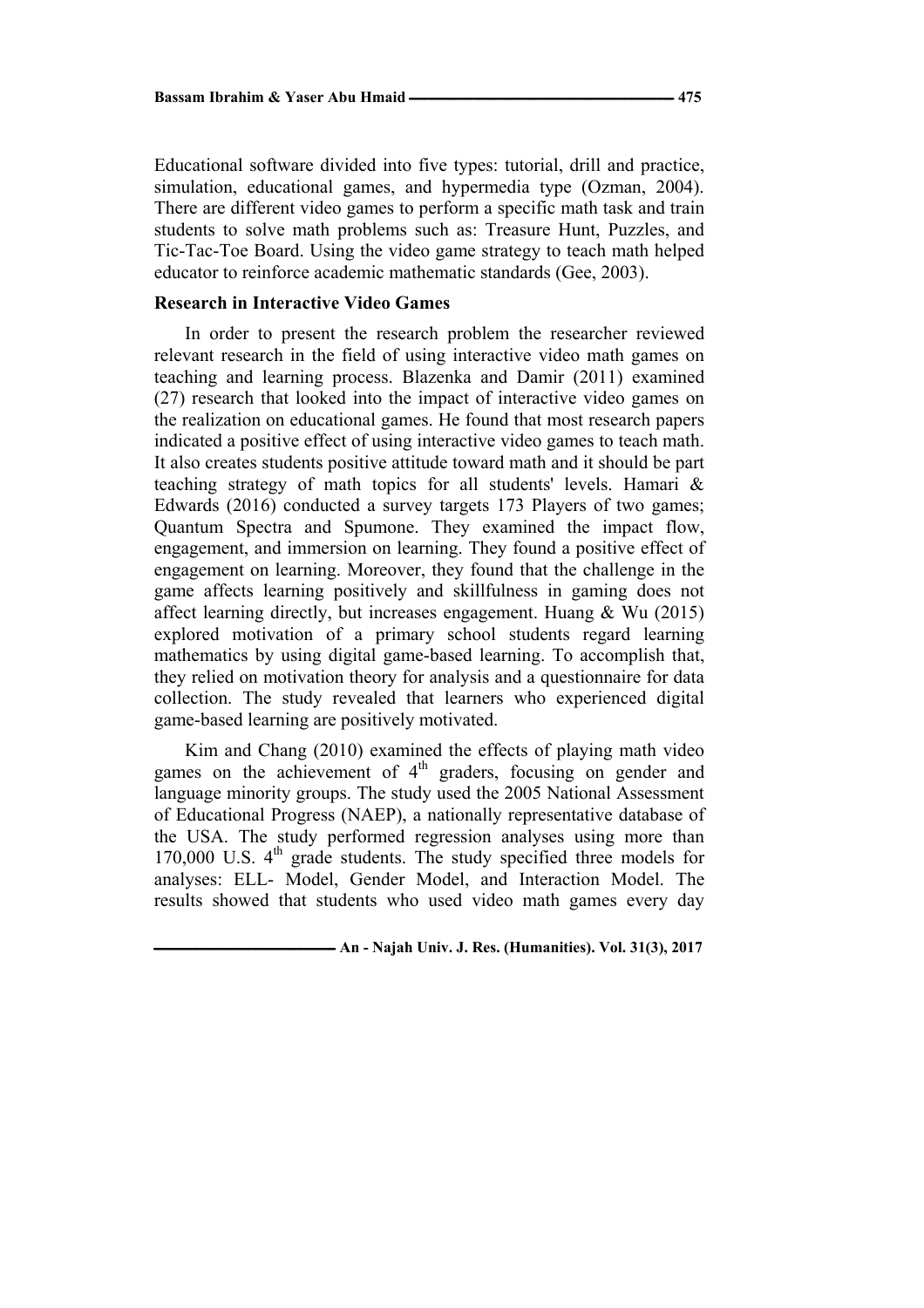Educational software divided into five types: tutorial, drill and practice, simulation, educational games, and hypermedia type (Ozman, 2004). There are different video games to perform a specific math task and train students to solve math problems such as: Treasure Hunt, Puzzles, and Tic-Tac-Toe Board. Using the video game strategy to teach math helped educator to reinforce academic mathematic standards (Gee, 2003).

### Research in Interactive Video Games

In order to present the research problem the researcher reviewed relevant research in the field of using interactive video math games on teaching and learning process. Blazenka and Damir (2011) examined (27) research that looked into the impact of interactive video games on the realization on educational games. He found that most research papers indicated a positive effect of using interactive video games to teach math. It also creates students positive attitude toward math and it should be part teaching strategy of math topics for all students' levels. Hamari & Edwards (2016) conducted a survey targets 173 Players of two games; Quantum Spectra and Spumone. They examined the impact flow, engagement, and immersion on learning. They found a positive effect of engagement on learning. Moreover, they found that the challenge in the game affects learning positively and skillfulness in gaming does not affect learning directly, but increases engagement. Huang & Wu (2015) explored motivation of a primary school students regard learning mathematics by using digital game-based learning. To accomplish that, they relied on motivation theory for analysis and a questionnaire for data collection. The study revealed that learners who experienced digital game-based learning are positively motivated.

Kim and Chang (2010) examined the effects of playing math video games on the achievement of 4th graders, focusing on gender and language minority groups. The study used the 2005 National Assessment of Educational Progress (NAEP), a nationally representative database of the USA. The study performed regression analyses using more than 170,000 U.S. 4th grade students. The study specified three models for analyses: ELL- Model, Gender Model, and Interaction Model. The results showed that students who used video math games every day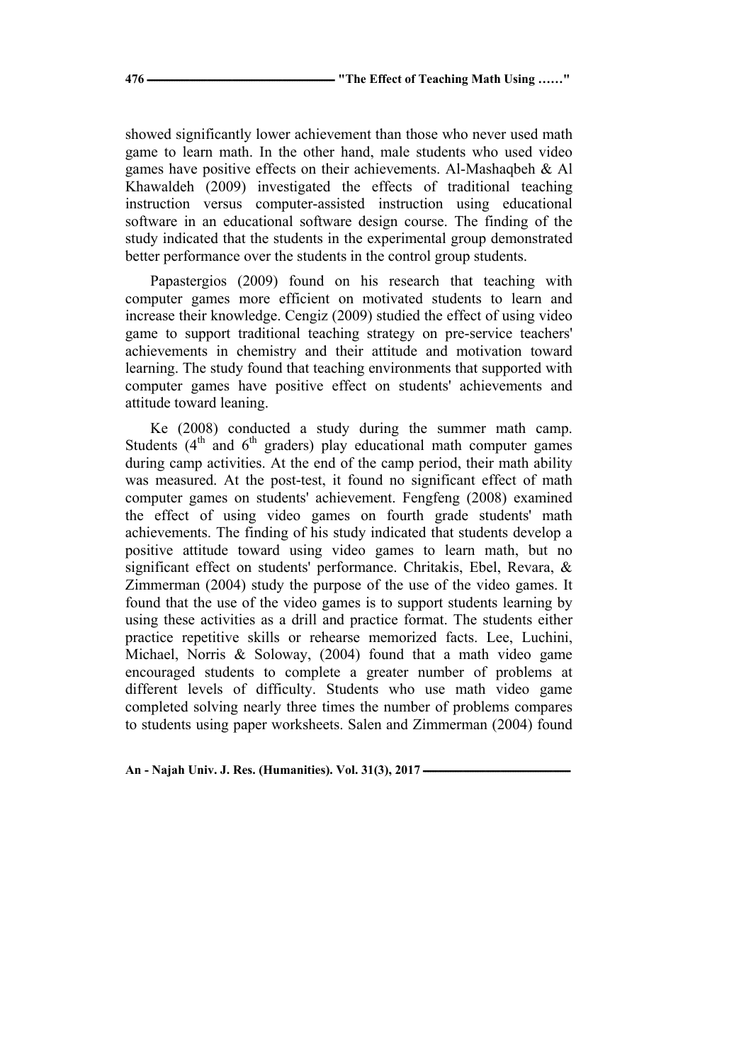showed significantly lower achievement than those who never used math game to learn math. In the other hand, male students who used video games have positive effects on their achievements. Al-Mashaqbeh & Al Khawaldeh (2009) investigated the effects of traditional teaching instruction versus computer-assisted instruction using educational software in an educational software design course. The finding of the study indicated that the students in the experimental group demonstrated better performance over the students in the control group students.

Papastergios (2009) found on his research that teaching with computer games more efficient on motivated students to learn and increase their knowledge. Cengiz (2009) studied the effect of using video game to support traditional teaching strategy on pre-service teachers' achievements in chemistry and their attitude and motivation toward learning. The study found that teaching environments that supported with computer games have positive effect on students' achievements and attitude toward leaning.

Ke (2008) conducted a study during the summer math camp. Students (4th and 6th graders) play educational math computer games during camp activities. At the end of the camp period, their math ability was measured. At the post-test, it found no significant effect of math computer games on students' achievement. Fengfeng (2008) examined the effect of using video games on fourth grade students' math achievements. The finding of his study indicated that students develop a positive attitude toward using video games to learn math, but no significant effect on students' performance. Chritakis, Ebel, Revara, & Zimmerman (2004) study the purpose of the use of the video games. It found that the use of the video games is to support students learning by using these activities as a drill and practice format. The students either practice repetitive skills or rehearse memorized facts. Lee, Luchini, Michael, Norris & Soloway, (2004) found that a math video game encouraged students to complete a greater number of problems at different levels of difficulty. Students who use math video game completed solving nearly three times the number of problems compares to students using paper worksheets. Salen and Zimmerman (2004) found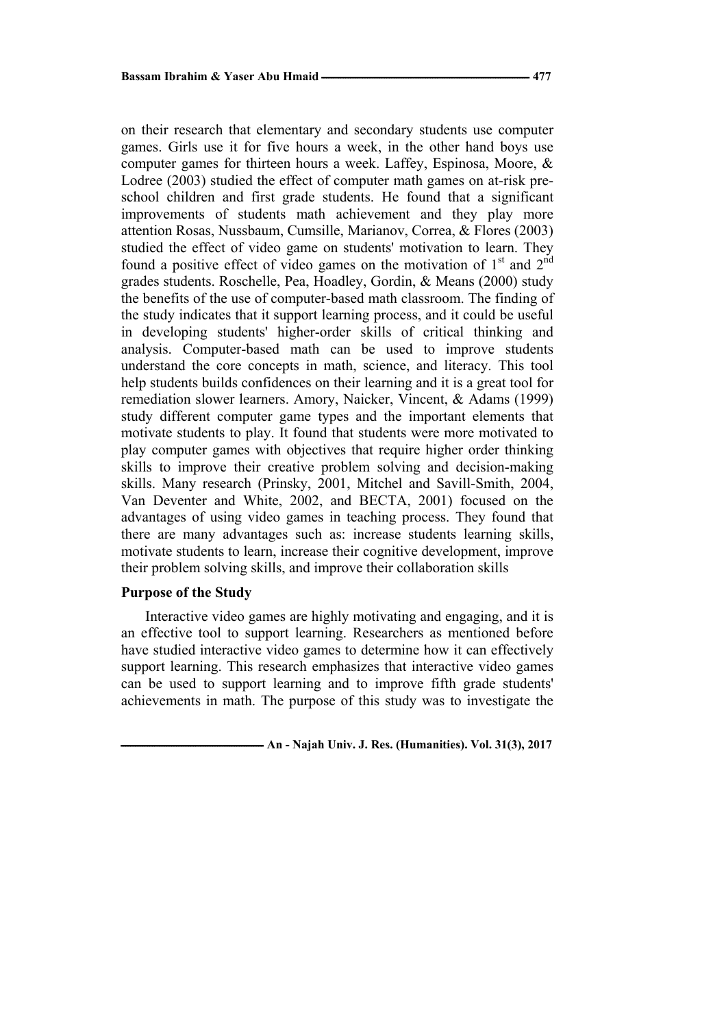on their research that elementary and secondary students use computer games. Girls use it for five hours a week, in the other hand boys use computer games for thirteen hours a week. Laffey, Espinosa, Moore, & Lodree (2003) studied the effect of computer math games on at-risk pre-school children and first grade students. He found that a significant improvements of students math achievement and they play more attention Rosas, Nussbaum, Cumsille, Marianov, Correa, & Flores (2003) studied the effect of video game on students' motivation to learn. They found a positive effect of video games on the motivation of 1st and 2nd grades students. Roschelle, Pea, Hoadley, Gordin, & Means (2000) study the benefits of the use of computer-based math classroom. The finding of the study indicates that it support learning process, and it could be useful in developing students' higher-order skills of critical thinking and analysis. Computer-based math can be used to improve students understand the core concepts in math, science, and literacy. This tool help students builds confidences on their learning and it is a great tool for remediation slower learners. Amory, Naicker, Vincent, & Adams (1999) study different computer game types and the important elements that motivate students to play. It found that students were more motivated to play computer games with objectives that require higher order thinking skills to improve their creative problem solving and decision-making skills. Many research (Prinsky, 2001, Mitchel and Savill-Smith, 2004, Van Deventer and White, 2002, and BECTA, 2001) focused on the advantages of using video games in teaching process. They found that there are many advantages such as: increase students learning skills, motivate students to learn, increase their cognitive development, improve their problem solving skills, and improve their collaboration skills

## Purpose of the Study

Interactive video games are highly motivating and engaging, and it is an effective tool to support learning. Researchers as mentioned before have studied interactive video games to determine how it can effectively support learning. This research emphasizes that interactive video games can be used to support learning and to improve fifth grade students' achievements in math. The purpose of this study was to investigate the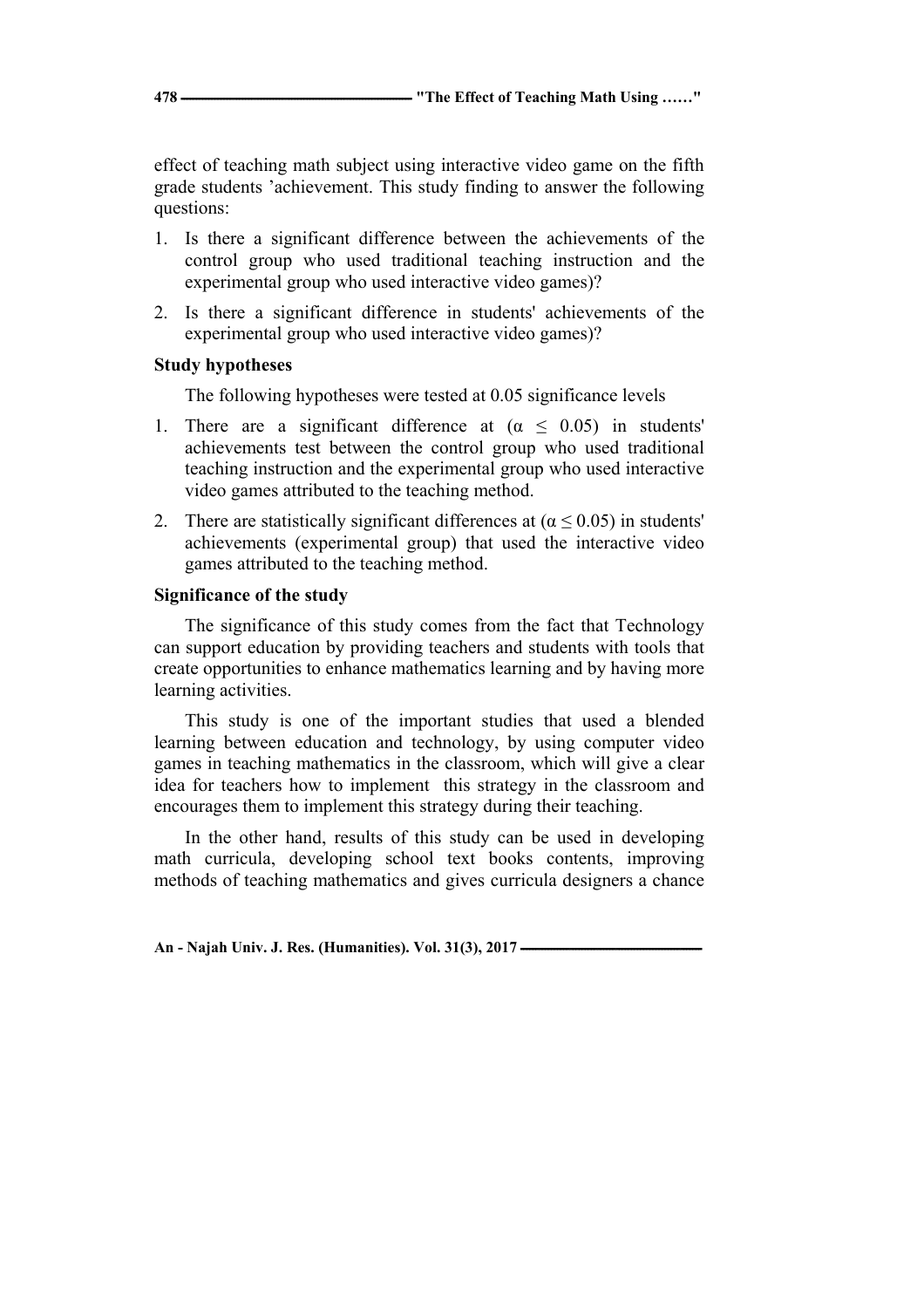effect of teaching math subject using interactive video game on the fifth grade students 'achievement. This study finding to answer the following questions:

1. Is there a significant difference between the achievements of the control group who used traditional teaching instruction and the experimental group who used interactive video games)?
2. Is there a significant difference in students' achievements of the experimental group who used interactive video games)?

### Study hypotheses

The following hypotheses were tested at 0.05 significance levels

1. There are a significant difference at ($\alpha \leq 0.05$) in students' achievements test between the control group who used traditional teaching instruction and the experimental group who used interactive video games attributed to the teaching method.
2. There are statistically significant differences at ($\alpha \leq 0.05$) in students' achievements (experimental group) that used the interactive video games attributed to the teaching method.

### Significance of the study

The significance of this study comes from the fact that Technology can support education by providing teachers and students with tools that create opportunities to enhance mathematics learning and by having more learning activities.

This study is one of the important studies that used a blended learning between education and technology, by using computer video games in teaching mathematics in the classroom, which will give a clear idea for teachers how to implement this strategy in the classroom and encourages them to implement this strategy during their teaching.

In the other hand, results of this study can be used in developing math curricula, developing school text books contents, improving methods of teaching mathematics and gives curricula designers a chance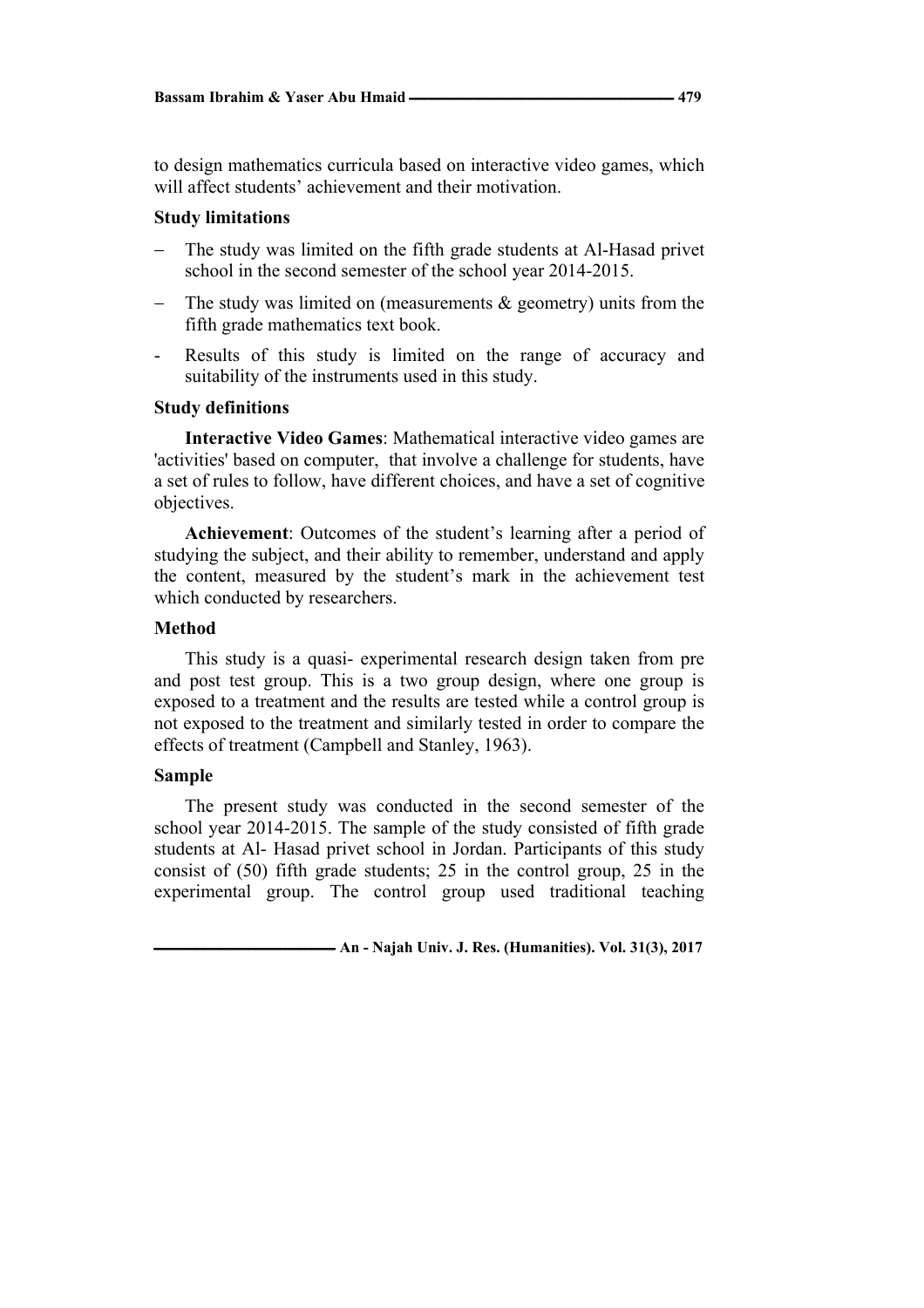to design mathematics curricula based on interactive video games, which will affect students' achievement and their motivation.

### Study limitations

- The study was limited on the fifth grade students at Al-Hasad privet school in the second semester of the school year 2014-2015.
- The study was limited on (measurements & geometry) units from the fifth grade mathematics text book.
- Results of this study is limited on the range of accuracy and suitability of the instruments used in this study.

### Study definitions

**Interactive Video Games**: Mathematical interactive video games are 'activities' based on computer, that involve a challenge for students, have a set of rules to follow, have different choices, and have a set of cognitive objectives.

**Achievement**: Outcomes of the student's learning after a period of studying the subject, and their ability to remember, understand and apply the content, measured by the student's mark in the achievement test which conducted by researchers.

### Method

This study is a quasi- experimental research design taken from pre and post test group. This is a two group design, where one group is exposed to a treatment and the results are tested while a control group is not exposed to the treatment and similarly tested in order to compare the effects of treatment (Campbell and Stanley, 1963).

### Sample

The present study was conducted in the second semester of the school year 2014-2015. The sample of the study consisted of fifth grade students at Al- Hasad privet school in Jordan. Participants of this study consist of (50) fifth grade students; 25 in the control group, 25 in the experimental group. The control group used traditional teaching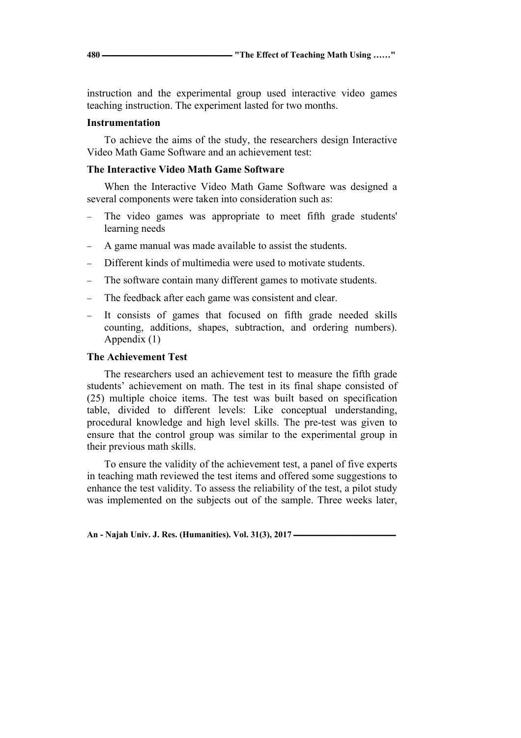instruction and the experimental group used interactive video games teaching instruction. The experiment lasted for two months.

### Instrumentation

To achieve the aims of the study, the researchers design Interactive Video Math Game Software and an achievement test:

### The Interactive Video Math Game Software

When the Interactive Video Math Game Software was designed a several components were taken into consideration such as:

- The video games was appropriate to meet fifth grade students' learning needs
- A game manual was made available to assist the students.
- Different kinds of multimedia were used to motivate students.
- The software contain many different games to motivate students.
- The feedback after each game was consistent and clear.
- It consists of games that focused on fifth grade needed skills counting, additions, shapes, subtraction, and ordering numbers). Appendix (1)

### The Achievement Test

The researchers used an achievement test to measure the fifth grade students' achievement on math. The test in its final shape consisted of (25) multiple choice items. The test was built based on specification table, divided to different levels: Like conceptual understanding, procedural knowledge and high level skills. The pre-test was given to ensure that the control group was similar to the experimental group in their previous math skills.

To ensure the validity of the achievement test, a panel of five experts in teaching math reviewed the test items and offered some suggestions to enhance the test validity. To assess the reliability of the test, a pilot study was implemented on the subjects out of the sample. Three weeks later,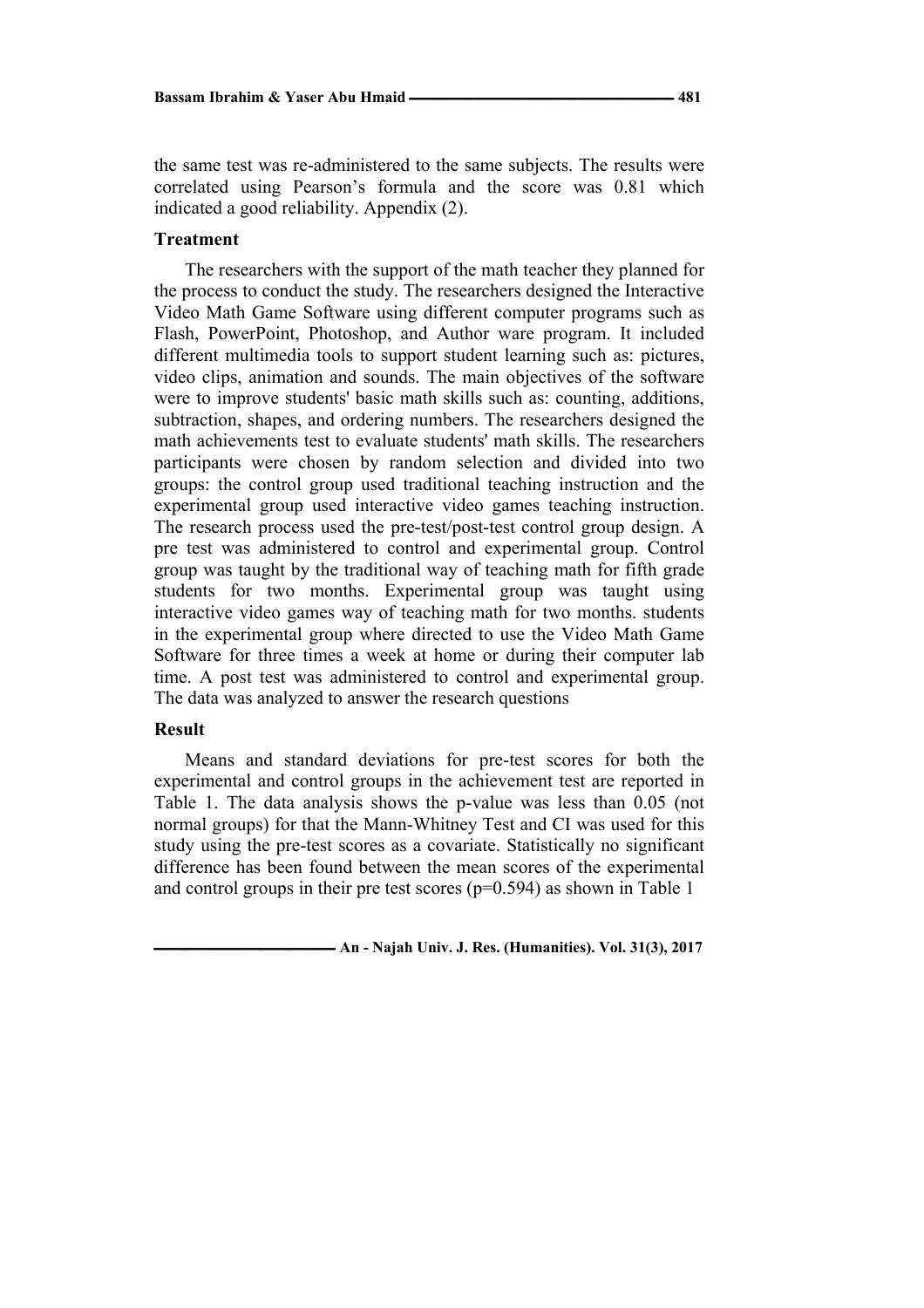the same test was re-administered to the same subjects. The results were correlated using Pearson's formula and the score was 0.81 which indicated a good reliability. Appendix (2).

### Treatment

The researchers with the support of the math teacher they planned for the process to conduct the study. The researchers designed the Interactive Video Math Game Software using different computer programs such as Flash, PowerPoint, Photoshop, and Author ware program. It included different multimedia tools to support student learning such as: pictures, video clips, animation and sounds. The main objectives of the software were to improve students' basic math skills such as: counting, additions, subtraction, shapes, and ordering numbers. The researchers designed the math achievements test to evaluate students' math skills. The researchers participants were chosen by random selection and divided into two groups: the control group used traditional teaching instruction and the experimental group used interactive video games teaching instruction. The research process used the pre-test/post-test control group design. A pre test was administered to control and experimental group. Control group was taught by the traditional way of teaching math for fifth grade students for two months. Experimental group was taught using interactive video games way of teaching math for two months. students in the experimental group where directed to use the Video Math Game Software for three times a week at home or during their computer lab time. A post test was administered to control and experimental group. The data was analyzed to answer the research questions

### Result

Means and standard deviations for pre-test scores for both the experimental and control groups in the achievement test are reported in Table 1. The data analysis shows the p-value was less than 0.05 (not normal groups) for that the Mann-Whitney Test and CI was used for this study using the pre-test scores as a covariate. Statistically no significant difference has been found between the mean scores of the experimental and control groups in their pre test scores ($p=0.594$) as shown in Table 1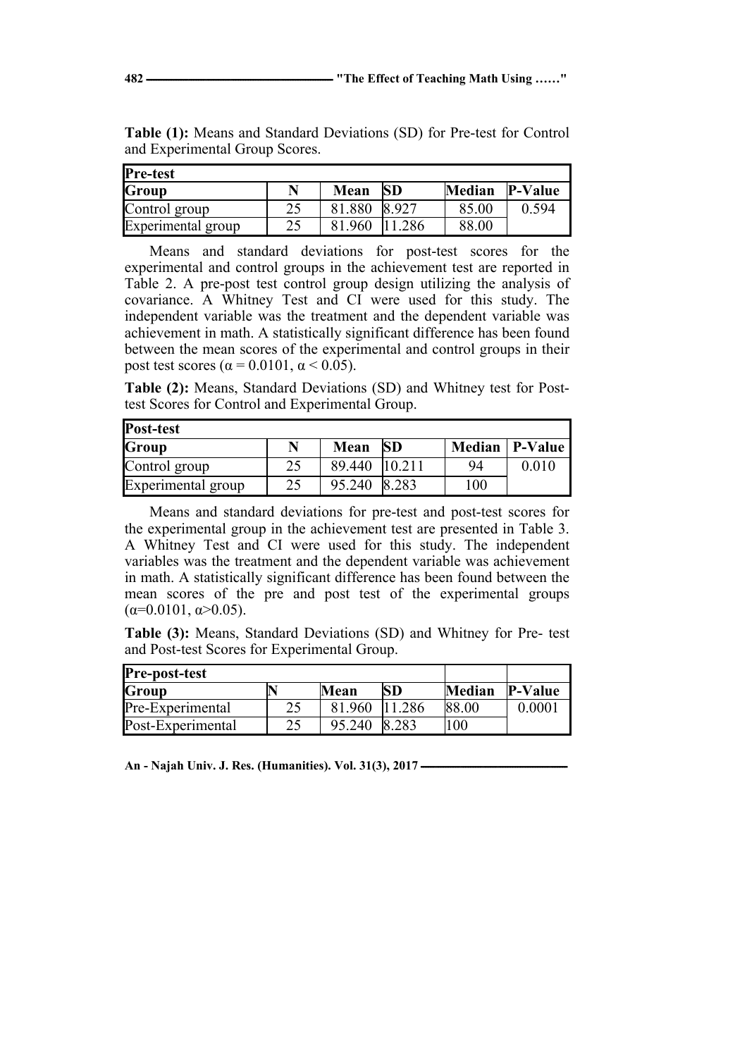**Table (1):** Means and Standard Deviations (SD) for Pre-test for Control and Experimental Group Scores.

| Pre-test | | | | | |
|---|---|---|---|---|---|
| **Group** | **N** | **Mean** | **SD** | **Median** | **P-Value** |
| Control group | 25 | 81.880 | 8.927 | 85.00 | 0.594 |
| Experimental group | 25 | 81.960 | 11.286 | 88.00 | |

Means and standard deviations for post-test scores for the experimental and control groups in the achievement test are reported in Table 2. A pre-post test control group design utilizing the analysis of covariance. A Whitney Test and CI were used for this study. The independent variable was the treatment and the dependent variable was achievement in math. A statistically significant difference has been found between the mean scores of the experimental and control groups in their post test scores ($\alpha = 0.0101$, $\alpha < 0.05$).

**Table (2):** Means, Standard Deviations (SD) and Whitney test for Post-test Scores for Control and Experimental Group.

| Post-test | | | | | |
|---|---|---|---|---|---|
| **Group** | **N** | **Mean** | **SD** | **Median** | **P-Value** |
| Control group | 25 | 89.440 | 10.211 | 94 | 0.010 |
| Experimental group | 25 | 95.240 | 8.283 | 100 | |

Means and standard deviations for pre-test and post-test scores for the experimental group in the achievement test are presented in Table 3. A Whitney Test and CI were used for this study. The independent variables was the treatment and the dependent variable was achievement in math. A statistically significant difference has been found between the mean scores of the pre and post test of the experimental groups ($\alpha=0.0101$, $\alpha>0.05$).

**Table (3):** Means, Standard Deviations (SD) and Whitney for Pre- test and Post-test Scores for Experimental Group.

| Pre-post-test | | | | | |
|---|---|---|---|---|---|
| **Group** | **N** | **Mean** | **SD** | **Median** | **P-Value** |
| Pre-Experimental | 25 | 81.960 | 11.286 | 88.00 | 0.0001 |
| Post-Experimental | 25 | 95.240 | 8.283 | 100 | |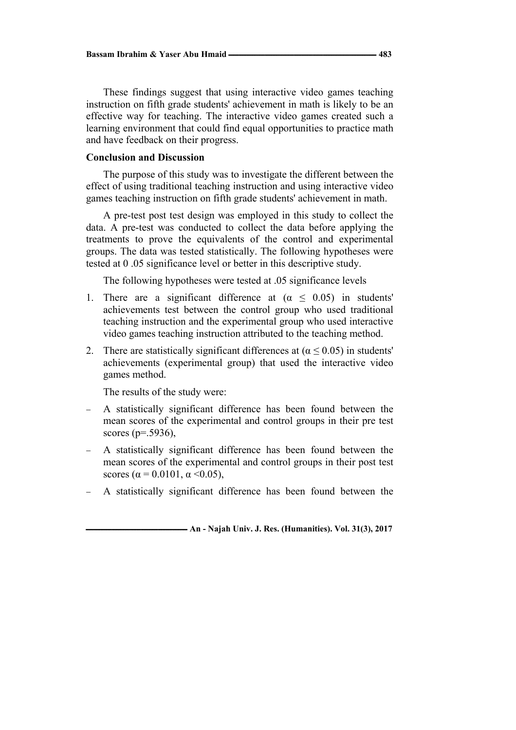These findings suggest that using interactive video games teaching instruction on fifth grade students' achievement in math is likely to be an effective way for teaching. The interactive video games created such a learning environment that could find equal opportunities to practice math and have feedback on their progress.

**Conclusion and Discussion**

The purpose of this study was to investigate the different between the effect of using traditional teaching instruction and using interactive video games teaching instruction on fifth grade students' achievement in math.

A pre-test post test design was employed in this study to collect the data. A pre-test was conducted to collect the data before applying the treatments to prove the equivalents of the control and experimental groups. The data was tested statistically. The following hypotheses were tested at 0 .05 significance level or better in this descriptive study.

The following hypotheses were tested at .05 significance levels

1. There are a significant difference at ($\alpha \leq 0.05$) in students' achievements test between the control group who used traditional teaching instruction and the experimental group who used interactive video games teaching instruction attributed to the teaching method.
2. There are statistically significant differences at ($\alpha \leq 0.05$) in students' achievements (experimental group) that used the interactive video games method.

The results of the study were:

- A statistically significant difference has been found between the mean scores of the experimental and control groups in their pre test scores ($p=.5936$),
- A statistically significant difference has been found between the mean scores of the experimental and control groups in their post test scores ($\alpha = 0.0101$, $\alpha < 0.05$),
- A statistically significant difference has been found between the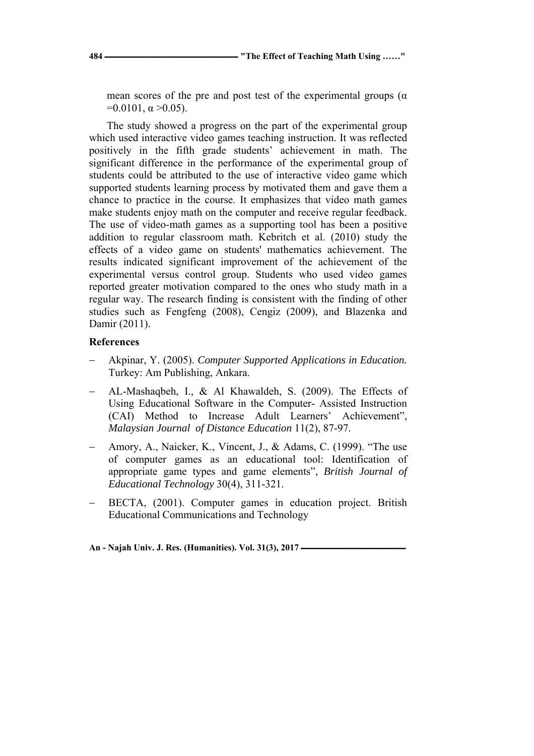mean scores of the pre and post test of the experimental groups ($\alpha = 0.0101$, $\alpha > 0.05$).

The study showed a progress on the part of the experimental group which used interactive video games teaching instruction. It was reflected positively in the fifth grade students' achievement in math. The significant difference in the performance of the experimental group of students could be attributed to the use of interactive video game which supported students learning process by motivated them and gave them a chance to practice in the course. It emphasizes that video math games make students enjoy math on the computer and receive regular feedback. The use of video-math games as a supporting tool has been a positive addition to regular classroom math. Kebritch et al. (2010) study the effects of a video game on students' mathematics achievement. The results indicated significant improvement of the achievement of the experimental versus control group. Students who used video games reported greater motivation compared to the ones who study math in a regular way. The research finding is consistent with the finding of other studies such as Fengfeng (2008), Cengiz (2009), and Blazenka and Damir (2011).

## References

- Akpinar, Y. (2005). *Computer Supported Applications in Education.* Turkey: Am Publishing, Ankara.
- AL-Mashaqbeh, I., & Al Khawaldeh, S. (2009). The Effects of Using Educational Software in the Computer- Assisted Instruction (CAI) Method to Increase Adult Learners' Achievement", *Malaysian Journal of Distance Education* 11(2), 87-97.
- Amory, A., Naicker, K., Vincent, J., & Adams, C. (1999). "The use of computer games as an educational tool: Identification of appropriate game types and game elements", *British Journal of Educational Technology* 30(4), 311-321.
- BECTA, (2001). Computer games in education project. British Educational Communications and Technology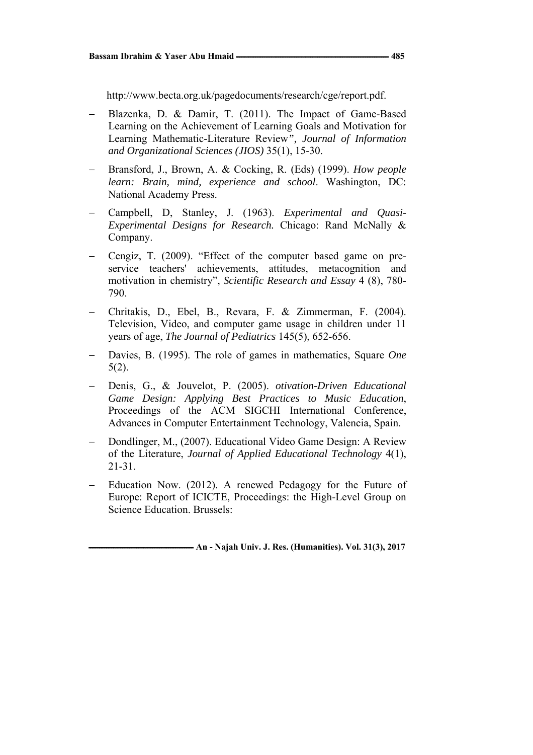http://www.becta.org.uk/pagedocuments/research/cge/report.pdf.

- Blazenka, D. & Damir, T. (2011). The Impact of Game-Based Learning on the Achievement of Learning Goals and Motivation for Learning Mathematic-Literature Review*", Journal of Information and Organizational Sciences (JIOS)* 35(1), 15-30.
- Bransford, J., Brown, A. & Cocking, R. (Eds) (1999). *How people learn: Brain, mind, experience and school*. Washington, DC: National Academy Press.
- Campbell, D, Stanley, J. (1963). *Experimental and Quasi-Experimental Designs for Research.* Chicago: Rand McNally & Company.
- Cengiz, T. (2009). "Effect of the computer based game on pre-service teachers' achievements, attitudes, metacognition and motivation in chemistry", *Scientific Research and Essay* 4 (8), 780-790.
- Chritakis, D., Ebel, B., Revara, F. & Zimmerman, F. (2004). Television, Video, and computer game usage in children under 11 years of age, *The Journal of Pediatrics* 145(5), 652-656.
- Davies, B. (1995). The role of games in mathematics, Square *One* 5(2).
- Denis, G., & Jouvelot, P. (2005). *otivation-Driven Educational Game Design: Applying Best Practices to Music Education*, Proceedings of the ACM SIGCHI International Conference, Advances in Computer Entertainment Technology, Valencia, Spain.
- Dondlinger, M., (2007). Educational Video Game Design: A Review of the Literature, *Journal of Applied Educational Technology* 4(1), 21-31.
- Education Now. (2012). A renewed Pedagogy for the Future of Europe: Report of ICICTE, Proceedings: the High-Level Group on Science Education. Brussels: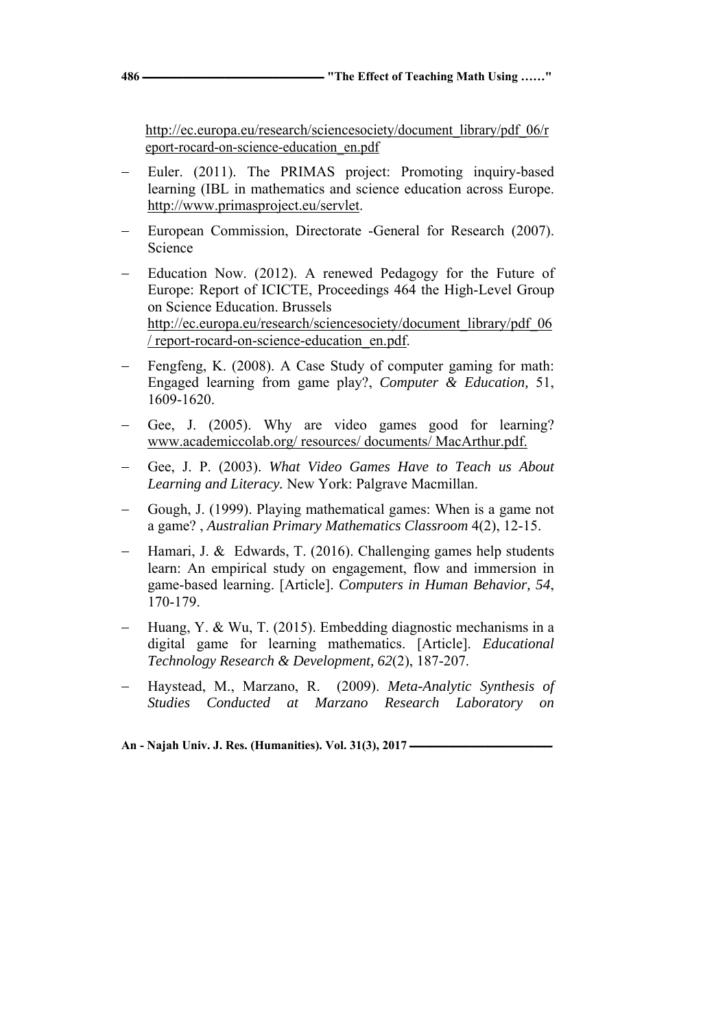http://ec.europa.eu/research/sciencesociety/document_library/pdf_06/report-rocard-on-science-education_en.pdf

- Euler. (2011). The PRIMAS project: Promoting inquiry-based learning (IBL in mathematics and science education across Europe. http://www.primasproject.eu/servlet.
- European Commission, Directorate -General for Research (2007). Science
- Education Now. (2012). A renewed Pedagogy for the Future of Europe: Report of ICICTE, Proceedings 464 the High-Level Group on Science Education. Brussels http://ec.europa.eu/research/sciencesociety/document_library/pdf_06 / report-rocard-on-science-education_en.pdf.
- Fengfeng, K. (2008). A Case Study of computer gaming for math: Engaged learning from game play?, *Computer & Education,* 51, 1609-1620.
- Gee, J. (2005). Why are video games good for learning? www.academiccolab.org/ resources/ documents/ MacArthur.pdf.
- Gee, J. P. (2003). *What Video Games Have to Teach us About Learning and Literacy.* New York: Palgrave Macmillan.
- Gough, J. (1999). Playing mathematical games: When is a game not a game? , *Australian Primary Mathematics Classroom* 4(2), 12-15.
- Hamari, J. & Edwards, T. (2016). Challenging games help students learn: An empirical study on engagement, flow and immersion in game-based learning. [Article]. *Computers in Human Behavior, 54*, 170-179.
- Huang, Y. & Wu, T. (2015). Embedding diagnostic mechanisms in a digital game for learning mathematics. [Article]. *Educational Technology Research & Development, 62*(2), 187-207.
- Haystead, M., Marzano, R. (2009). *Meta-Analytic Synthesis of Studies Conducted at Marzano Research Laboratory on*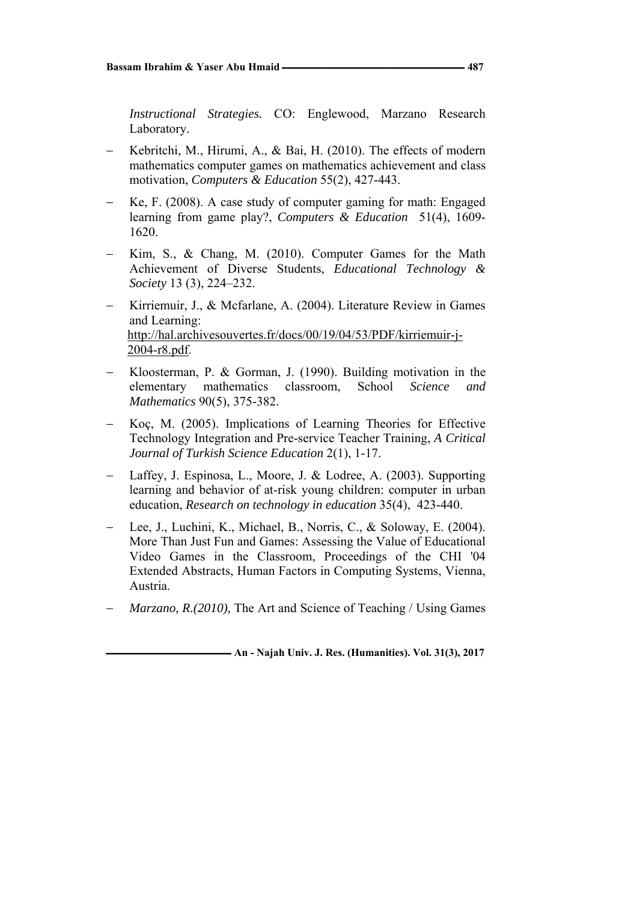*Instructional Strategies.* CO: Englewood, Marzano Research Laboratory.

- Kebritchi, M., Hirumi, A., & Bai, H. (2010). The effects of modern mathematics computer games on mathematics achievement and class motivation, *Computers & Education* 55(2), 427-443.
- Ke, F. (2008). A case study of computer gaming for math: Engaged learning from game play?, *Computers & Education* 51(4), 1609-1620.
- Kim, S., & Chang, M. (2010). Computer Games for the Math Achievement of Diverse Students, *Educational Technology & Society* 13 (3), 224–232.
- Kirriemuir, J., & Mcfarlane, A. (2004). Literature Review in Games and Learning: http://hal.archivesouvertes.fr/docs/00/19/04/53/PDF/kirriemuir-j-2004-r8.pdf.
- Kloosterman, P. & Gorman, J. (1990). Building motivation in the elementary mathematics classroom, School *Science and Mathematics* 90(5), 375-382.
- Koç, M. (2005). Implications of Learning Theories for Effective Technology Integration and Pre-service Teacher Training, *A Critical Journal of Turkish Science Education* 2(1), 1-17.
- Laffey, J. Espinosa, L., Moore, J. & Lodree, A. (2003). Supporting learning and behavior of at-risk young children: computer in urban education, *Research on technology in education* 35(4), 423-440.
- Lee, J., Luchini, K., Michael, B., Norris, C., & Soloway, E. (2004). More Than Just Fun and Games: Assessing the Value of Educational Video Games in the Classroom, Proceedings of the CHI '04 Extended Abstracts, Human Factors in Computing Systems, Vienna, Austria.
- *Marzano, R.(2010),* The Art and Science of Teaching / Using Games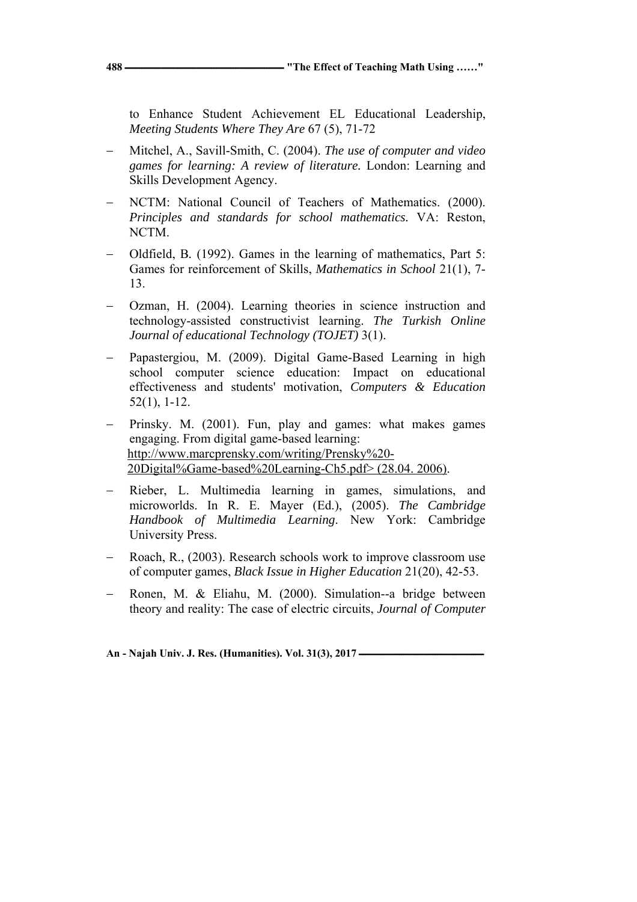to Enhance Student Achievement EL Educational Leadership, *Meeting Students Where They Are* 67 (5), 71-72

- Mitchel, A., Savill-Smith, C. (2004). *The use of computer and video games for learning: A review of literature.* London: Learning and Skills Development Agency.
- NCTM: National Council of Teachers of Mathematics. (2000). *Principles and standards for school mathematics.* VA: Reston, NCTM.
- Oldfield, B. (1992). Games in the learning of mathematics, Part 5: Games for reinforcement of Skills, *Mathematics in School* 21(1), 7-13.
- Ozman, H. (2004). Learning theories in science instruction and technology-assisted constructivist learning. *The Turkish Online Journal of educational Technology (TOJET)* 3(1).
- Papastergiou, M. (2009). Digital Game-Based Learning in high school computer science education: Impact on educational effectiveness and students' motivation, *Computers & Education* 52(1), 1-12.
- Prinsky. M. (2001). Fun, play and games: what makes games engaging. From digital game-based learning: http://www.marcprensky.com/writing/Prensky%20-20Digital%Game-based%20Learning-Ch5.pdf> (28.04. 2006).
- Rieber, L. Multimedia learning in games, simulations, and microworlds. In R. E. Mayer (Ed.), (2005). *The Cambridge Handbook of Multimedia Learning*. New York: Cambridge University Press.
- Roach, R., (2003). Research schools work to improve classroom use of computer games, *Black Issue in Higher Education* 21(20), 42-53.
- Ronen, M. & Eliahu, M. (2000). Simulation--a bridge between theory and reality: The case of electric circuits, *Journal of Computer*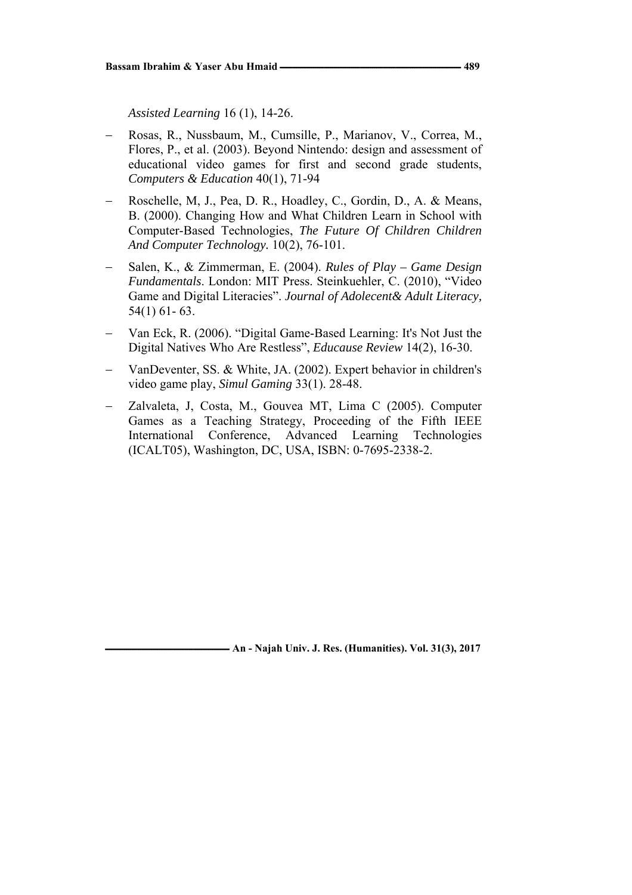*Assisted Learning* 16 (1), 14-26.

- Rosas, R., Nussbaum, M., Cumsille, P., Marianov, V., Correa, M., Flores, P., et al. (2003). Beyond Nintendo: design and assessment of educational video games for first and second grade students, *Computers & Education* 40(1), 71-94
- Roschelle, M, J., Pea, D. R., Hoadley, C., Gordin, D., A. & Means, B. (2000). Changing How and What Children Learn in School with Computer-Based Technologies, *The Future Of Children Children And Computer Technology.* 10(2), 76-101.
- Salen, K., & Zimmerman, E. (2004). *Rules of Play – Game Design Fundamentals*. London: MIT Press. Steinkuehler, C. (2010), "Video Game and Digital Literacies". *Journal of Adolecent& Adult Literacy,* 54(1) 61- 63.
- Van Eck, R. (2006). "Digital Game-Based Learning: It's Not Just the Digital Natives Who Are Restless", *Educause Review* 14(2), 16-30.
- VanDeventer, SS. & White, JA. (2002). Expert behavior in children's video game play, *Simul Gaming* 33(1). 28-48.
- Zalvaleta, J, Costa, M., Gouvea MT, Lima C (2005). Computer Games as a Teaching Strategy, Proceeding of the Fifth IEEE International Conference, Advanced Learning Technologies (ICALT05), Washington, DC, USA, ISBN: 0-7695-2338-2.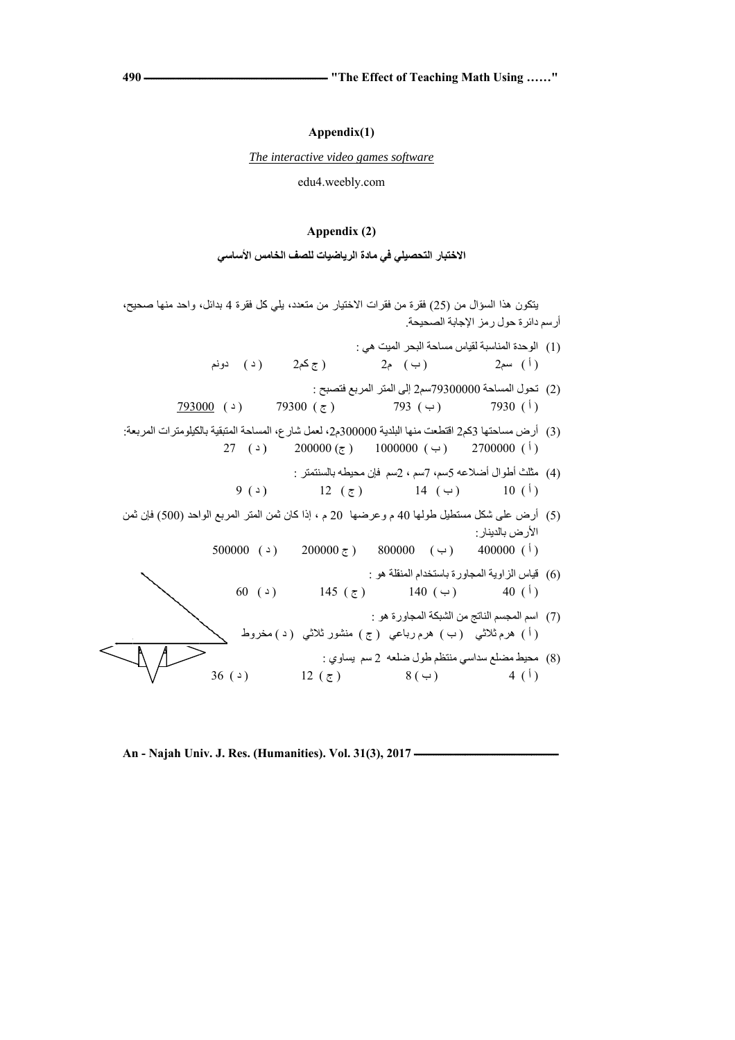## Appendix(1)

*The interactive video games software*

edu4.weebly.com

## Appendix (2)

### الاختبار التحصيلي في مادة الرياضيات للصف الخامس الأساسي

يتكون هذا السؤال من (25) فقرة من فقرات الاختيار من متعدد، يلي كل فقرة 4 بدائل، واحد منها صحيح، أرسم دائرة حول رمز الإجابة الصحيحة.

(1) الوحدة المناسبة لقياس مساحة البحر الميت هي :

( أ ) سم2 ( ب ) م2 ( ج كم2 ( د ) دونم

(2) تحول المساحة 79300000سم2 إلى المتر المربع فتصبح :

( أ ) 7930 ( ب ) 793 ( ج ) 79300 ( د ) <u>793000</u>

(3) أرض مساحتها 3كم2 اقتطعت منها البلدية 300000م2، لعمل شارع، المساحة المتبقية بالكيلومترات المربعة:

( أ ) 2700000 ( ب ) 1000000 ( ج) 200000 ( د ) 27

(4) مثلث أطوال أضلاعه 5سم، 7سم ، 2سم فإن محيطه بالسنتمتر :

( أ ) 10 ( ب ) 14 ( ج ) 12 ( د ) 9

(5) أرض على شكل مستطيل طولها 40 م وعرضها 20 م ، إذا كان ثمن المتر المربع الواحد (500) فإن ثمن الأرض بالدينار:

( أ ) 400000 ( ب ) 800000 ( ج 200000 ( د ) 500000

(6) قياس الزاوية المجاورة باستخدام المنقلة هو :

( أ ) 40 ( ب ) 140 ( ج ) 145 ( د ) 60

(7) اسم المجسم الناتج من الشبكة المجاورة هو :

( أ ) هرم ثلاثي ( ب ) هرم رباعي ( ج ) منشور ثلاثي ( د ) مخروط

(8) محيط مضلع سداسي منتظم طول ضلعه 2 سم يساوي :

( أ ) 4 ( ب ) 8 ( ج ) 12 ( د ) 36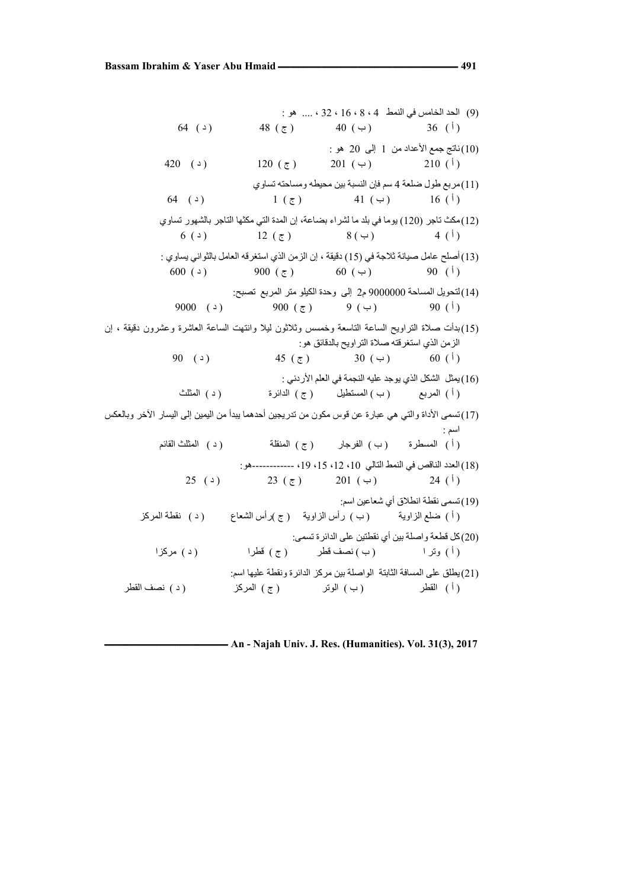(9) الحد الخامس في النمط 4 ، 8 ، 16 ، 32 ، .... هو :

( أ ) 36　　( ب ) 40　　( ج ) 48　　( د ) 64

(10) ناتج جمع الأعداد من 1 إلى 20 هو :

( أ ) 210　　( ب ) 201　　( ج ) 120　　( د ) 420

(11) مربع طول ضلعة 4 سم فإن النسبة بين محيطه ومساحته تساوي

( أ ) 16　　( ب ) 41　　( ج ) 1　　( د ) 64

(12) مكث تاجر (120) يوما في بلد ما لشراء بضاعة، إن المدة التي مكثها التاجر بالشهور تساوي

( أ ) 4　　( ب ) 8　　( ج ) 12　　( د ) 6

(13) أصلح عامل صيانة ثلاجة في (15) دقيقة ، إن الزمن الذي استغرقه العامل بالثواني يساوي :

( أ ) 90　　( ب ) 60　　( ج ) 900　　( د ) 600

(14) لتحويل المساحة 9000000 م2 إلى وحدة الكيلو متر المربع تصبح:

( أ ) 90　　( ب ) 9　　( ج ) 900　　( د ) 9000

(15) بدأت صلاة التراويح الساعة التاسعة وخمسس وثلاثون ليلا وانتهت الساعة العاشرة وعشرون دقيقة ، إن الزمن الذي استغرقته صلاة التراويح بالدقائق هو :

( أ ) 60　　( ب ) 30　　( ج ) 45　　( د ) 90

(16) يمثل الشكل الذي يوجد عليه النجمة في العلم الأردني :

( أ ) المربع　　( ب ) المستطيل　　( ج ) الدائرة　　( د ) المثلث

(17) تسمى الأداة والتي هي عبارة عن قوس مكون من تدريجين أحدهما يبدأ من اليمين إلى اليسار الآخر وبالعكس اسم :

( أ ) المسطرة　　( ب ) الفرجار　　( ج ) المنقلة　　( د ) المثلث القائم

(18) العدد الناقص في النمط التالي 10، 12، 15، 19، ------------هو:

( أ ) 24　　( ب ) 201　　( ج ) 23　　( د ) 25

(19) تسمى نقطة انطلاق أي شعاعين اسم:

( أ ) ضلع الزاوية　　( ب ) رأس الزاوية　　( ج ) رأس الشعاع　　( د ) نقطة المركز

(20) كل قطعة واصلة بين أي نقطتين على الدائرة تسمى:

( أ ) وترا　　( ب ) نصف قطر　　( ج ) قطرا　　( د ) مركزا

(21) يطلق على المسافة الثابتة الواصلة بين مركز الدائرة ونقطة عليها اسم:

( أ ) القطر　　( ب ) الوتر　　( ج ) المركز　　( د ) نصف القطر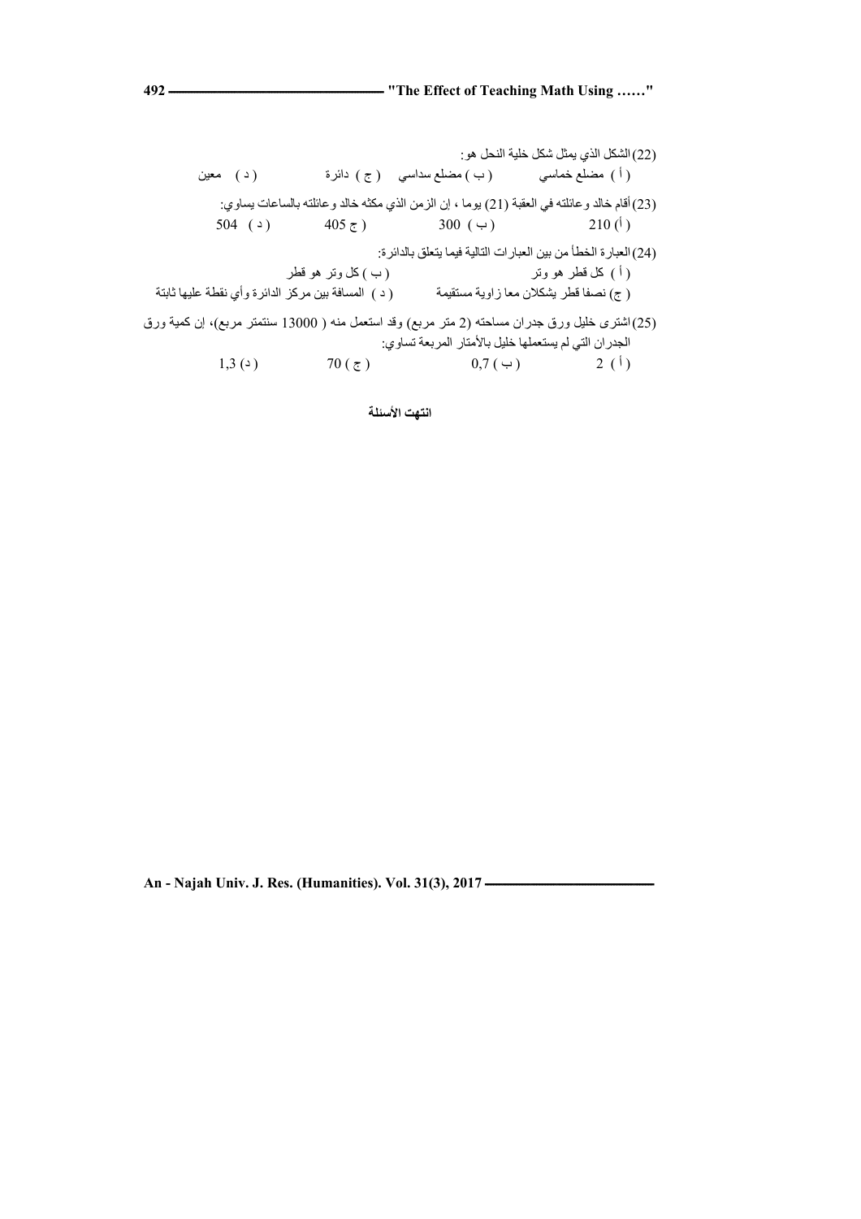(22) الشكل الذي يمثل شكل خلية النحل هو:

( أ ) مضلع خماسي ( ب ) مضلع سداسي ( ج ) دائرة ( د ) معين

(23) أقام خالد وعائلته في العقبة (21) يوما ، إن الزمن الذي مكثه خالد وعائلته بالساعات يساوي:

( أ ) 210 ( ب ) 300 ( ج ) 405 ( د ) 504

(24) العبارة الخطأ من بين العبارات التالية فيما يتعلق بالدائرة:

( أ ) كل قطر هو وتر ( ب ) كل وتر هو قطر

( ج ) نصفا قطر يشكلان معا زاوية مستقيمة ( د ) المسافة بين مركز الدائرة وأي نقطة عليها ثابتة

(25) اشترى خليل ورق جدران مساحته (2 متر مربع) وقد استعمل منه ( 13000 سنتمتر مربع)، إن كمية ورق الجدران التي لم يستعملها خليل بالأمتار المربعة تساوي:

( أ ) 2 ( ب ) 0,7 ( ج ) 70 ( د ) 1,3

**انتهت الأسئلة**